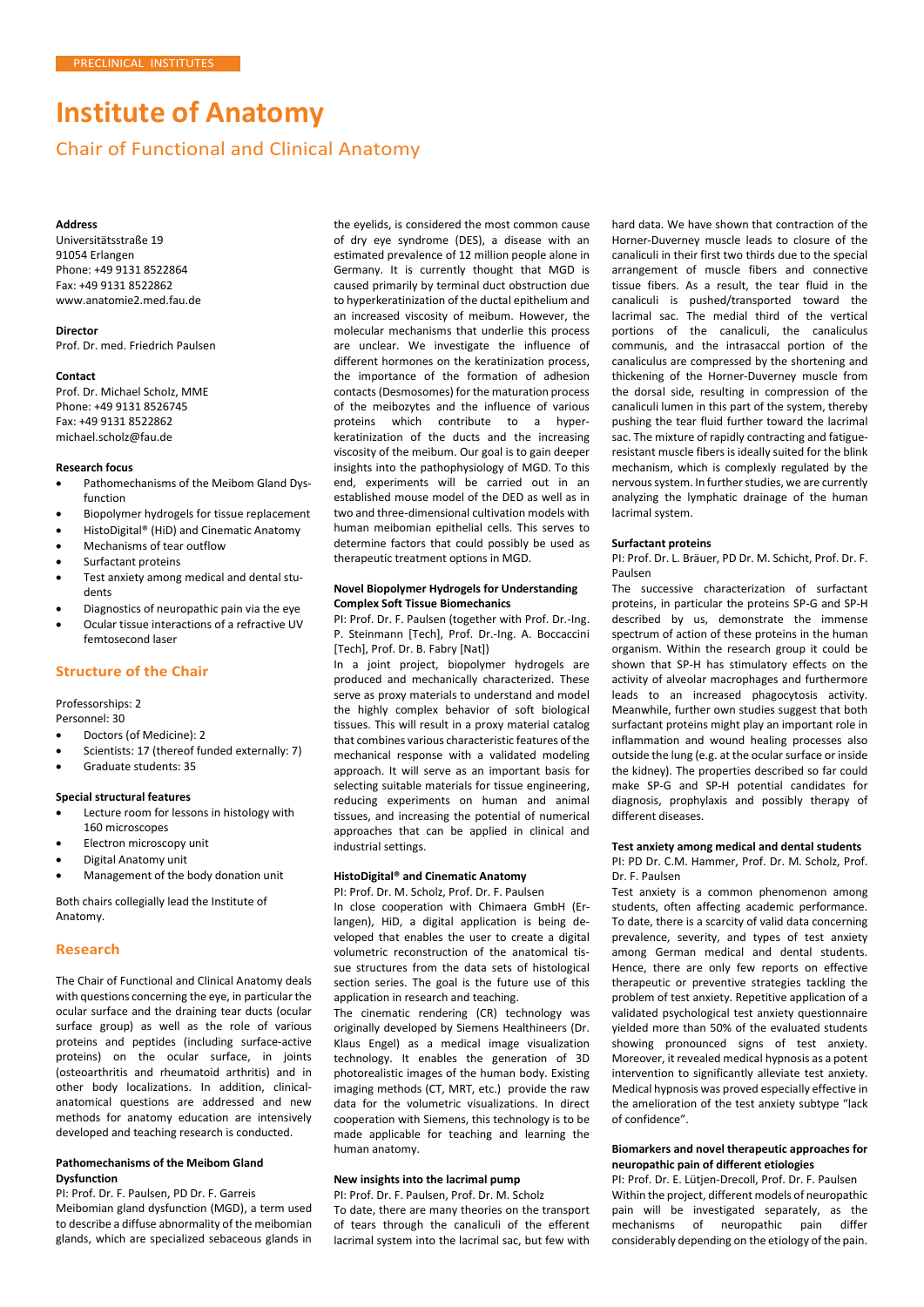PRECLINICAL INSTITUTES

# Institute of Anatomy

## Chair of Functional and Clinical Anatomy

**Address**
Universitätsstraße 19
91054 Erlangen
Phone: +49 9131 8522864
Fax: +49 9131 8522862
www.anatomie2.med.fau.de

**Director**
Prof. Dr. med. Friedrich Paulsen

**Contact**
Prof. Dr. Michael Scholz, MME
Phone: +49 9131 8526745
Fax: +49 9131 8522862
michael.scholz@fau.de

**Research focus**

- Pathomechanisms of the Meibom Gland Dysfunction
- Biopolymer hydrogels for tissue replacement
- HistoDigital® (HiD) and Cinematic Anatomy
- Mechanisms of tear outflow
- Surfactant proteins
- Test anxiety among medical and dental students
- Diagnostics of neuropathic pain via the eye
- Ocular tissue interactions of a refractive UV femtosecond laser

### Structure of the Chair

Professorships: 2
Personnel: 30

- Doctors (of Medicine): 2
- Scientists: 17 (thereof funded externally: 7)
- Graduate students: 35

**Special structural features**

- Lecture room for lessons in histology with 160 microscopes
- Electron microscopy unit
- Digital Anatomy unit
- Management of the body donation unit

Both chairs collegially lead the Institute of Anatomy.

### Research

The Chair of Functional and Clinical Anatomy deals with questions concerning the eye, in particular the ocular surface and the draining tear ducts (ocular surface group) as well as the role of various proteins and peptides (including surface-active proteins) on the ocular surface, in joints (osteoarthritis and rheumatoid arthritis) and in other body localizations. In addition, clinical-anatomical questions are addressed and new methods for anatomy education are intensively developed and teaching research is conducted.

#### Pathomechanisms of the Meibom Gland Dysfunction

PI: Prof. Dr. F. Paulsen, PD Dr. F. Garreis

Meibomian gland dysfunction (MGD), a term used to describe a diffuse abnormality of the meibomian glands, which are specialized sebaceous glands in the eyelids, is considered the most common cause of dry eye syndrome (DES), a disease with an estimated prevalence of 12 million people alone in Germany. It is currently thought that MGD is caused primarily by terminal duct obstruction due to hyperkeratinization of the ductal epithelium and an increased viscosity of meibum. However, the molecular mechanisms that underlie this process are unclear. We investigate the influence of different hormones on the keratinization process, the importance of the formation of adhesion contacts (Desmosomes) for the maturation process of the meibozytes and the influence of various proteins which contribute to a hyper-keratinization of the ducts and the increasing viscosity of the meibum. Our goal is to gain deeper insights into the pathophysiology of MGD. To this end, experiments will be carried out in an established mouse model of the DED as well as in two and three-dimensional cultivation models with human meibomian epithelial cells. This serves to determine factors that could possibly be used as therapeutic treatment options in MGD.

#### Novel Biopolymer Hydrogels for Understanding Complex Soft Tissue Biomechanics

PI: Prof. Dr. F. Paulsen (together with Prof. Dr.-Ing. P. Steinmann [Tech], Prof. Dr.-Ing. A. Boccaccini [Tech], Prof. Dr. B. Fabry [Nat])

In a joint project, biopolymer hydrogels are produced and mechanically characterized. These serve as proxy materials to understand and model the highly complex behavior of soft biological tissues. This will result in a proxy material catalog that combines various characteristic features of the mechanical response with a validated modeling approach. It will serve as an important basis for selecting suitable materials for tissue engineering, reducing experiments on human and animal tissues, and increasing the potential of numerical approaches that can be applied in clinical and industrial settings.

#### HistoDigital® and Cinematic Anatomy

PI: Prof. Dr. M. Scholz, Prof. Dr. F. Paulsen

In close cooperation with Chimaera GmbH (Erlangen), HiD, a digital application is being developed that enables the user to create a digital volumetric reconstruction of the anatomical tissue structures from the data sets of histological section series. The goal is the future use of this application in research and teaching.

The cinematic rendering (CR) technology was originally developed by Siemens Healthineers (Dr. Klaus Engel) as a medical image visualization technology. It enables the generation of 3D photorealistic images of the human body. Existing imaging methods (CT, MRT, etc.) provide the raw data for the volumetric visualizations. In direct cooperation with Siemens, this technology is to be made applicable for teaching and learning the human anatomy.

#### New insights into the lacrimal pump

PI: Prof. Dr. F. Paulsen, Prof. Dr. M. Scholz

To date, there are many theories on the transport of tears through the canaliculi of the efferent lacrimal system into the lacrimal sac, but few with hard data. We have shown that contraction of the Horner-Duverney muscle leads to closure of the canaliculi in their first two thirds due to the special arrangement of muscle fibers and connective tissue fibers. As a result, the tear fluid in the canaliculi is pushed/transported toward the lacrimal sac. The medial third of the vertical portions of the canaliculi, the canaliculus communis, and the intrasaccal portion of the canaliculus are compressed by the shortening and thickening of the Horner-Duverney muscle from the dorsal side, resulting in compression of the canaliculi lumen in this part of the system, thereby pushing the tear fluid further toward the lacrimal sac. The mixture of rapidly contracting and fatigue-resistant muscle fibers is ideally suited for the blink mechanism, which is complexly regulated by the nervous system. In further studies, we are currently analyzing the lymphatic drainage of the human lacrimal system.

#### Surfactant proteins

PI: Prof. Dr. L. Bräuer, PD Dr. M. Schicht, Prof. Dr. F. Paulsen

The successive characterization of surfactant proteins, in particular the proteins SP-G and SP-H described by us, demonstrate the immense spectrum of action of these proteins in the human organism. Within the research group it could be shown that SP-H has stimulatory effects on the activity of alveolar macrophages and furthermore leads to an increased phagocytosis activity. Meanwhile, further own studies suggest that both surfactant proteins might play an important role in inflammation and wound healing processes also outside the lung (e.g. at the ocular surface or inside the kidney). The properties described so far could make SP-G and SP-H potential candidates for diagnosis, prophylaxis and possibly therapy of different diseases.

#### Test anxiety among medical and dental students

PI: PD Dr. C.M. Hammer, Prof. Dr. M. Scholz, Prof. Dr. F. Paulsen

Test anxiety is a common phenomenon among students, often affecting academic performance. To date, there is a scarcity of valid data concerning prevalence, severity, and types of test anxiety among German medical and dental students. Hence, there are only few reports on effective therapeutic or preventive strategies tackling the problem of test anxiety. Repetitive application of a validated psychological test anxiety questionnaire yielded more than 50% of the evaluated students showing pronounced signs of test anxiety. Moreover, it revealed medical hypnosis as a potent intervention to significantly alleviate test anxiety. Medical hypnosis was proved especially effective in the amelioration of the test anxiety subtype "lack of confidence".

#### Biomarkers and novel therapeutic approaches for neuropathic pain of different etiologies

PI: Prof. Dr. E. Lütjen-Drecoll, Prof. Dr. F. Paulsen

Within the project, different models of neuropathic pain will be investigated separately, as the mechanisms of neuropathic pain differ considerably depending on the etiology of the pain.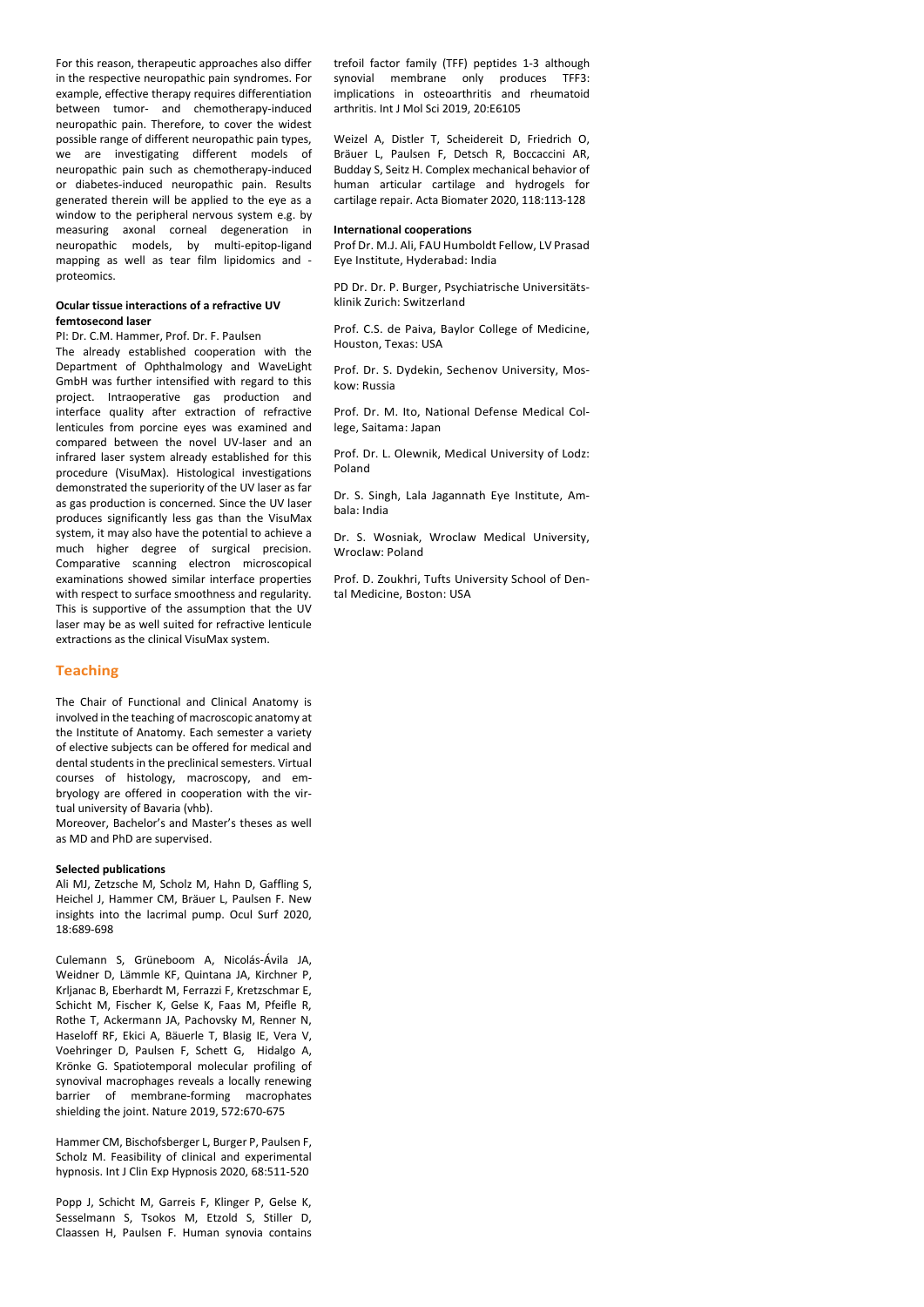For this reason, therapeutic approaches also differ in the respective neuropathic pain syndromes. For example, effective therapy requires differentiation between tumor- and chemotherapy-induced neuropathic pain. Therefore, to cover the widest possible range of different neuropathic pain types, we are investigating different models of neuropathic pain such as chemotherapy-induced or diabetes-induced neuropathic pain. Results generated therein will be applied to the eye as a window to the peripheral nervous system e.g. by measuring axonal corneal degeneration in neuropathic models, by multi-epitop-ligand mapping as well as tear film lipidomics and -proteomics.

**Ocular tissue interactions of a refractive UV femtosecond laser**

PI: Dr. C.M. Hammer, Prof. Dr. F. Paulsen

The already established cooperation with the Department of Ophthalmology and WaveLight GmbH was further intensified with regard to this project. Intraoperative gas production and interface quality after extraction of refractive lenticules from porcine eyes was examined and compared between the novel UV-laser and an infrared laser system already established for this procedure (VisuMax). Histological investigations demonstrated the superiority of the UV laser as far as gas production is concerned. Since the UV laser produces significantly less gas than the VisuMax system, it may also have the potential to achieve a much higher degree of surgical precision. Comparative scanning electron microscopical examinations showed similar interface properties with respect to surface smoothness and regularity. This is supportive of the assumption that the UV laser may be as well suited for refractive lenticule extractions as the clinical VisuMax system.

## Teaching

The Chair of Functional and Clinical Anatomy is involved in the teaching of macroscopic anatomy at the Institute of Anatomy. Each semester a variety of elective subjects can be offered for medical and dental students in the preclinical semesters. Virtual courses of histology, macroscopy, and embryology are offered in cooperation with the virtual university of Bavaria (vhb).

Moreover, Bachelor's and Master's theses as well as MD and PhD are supervised.

**Selected publications**

Ali MJ, Zetzsche M, Scholz M, Hahn D, Gaffling S, Heichel J, Hammer CM, Bräuer L, Paulsen F. New insights into the lacrimal pump. Ocul Surf 2020, 18:689-698

Culemann S, Grüneboom A, Nicolás-Ávila JA, Weidner D, Lämmle KF, Quintana JA, Kirchner P, Krljanac B, Eberhardt M, Ferrazzi F, Kretzschmar E, Schicht M, Fischer K, Gelse K, Faas M, Pfeifle R, Rothe T, Ackermann JA, Pachovsky M, Renner N, Haseloff RF, Ekici A, Bäuerle T, Blasig IE, Vera V, Voehringer D, Paulsen F, Schett G, Hidalgo A, Krönke G. Spatiotemporal molecular profiling of synovival macrophages reveals a locally renewing barrier of membrane-forming macrophates shielding the joint. Nature 2019, 572:670-675

Hammer CM, Bischofsberger L, Burger P, Paulsen F, Scholz M. Feasibility of clinical and experimental hypnosis. Int J Clin Exp Hypnosis 2020, 68:511-520

Popp J, Schicht M, Garreis F, Klinger P, Gelse K, Sesselmann S, Tsokos M, Etzold S, Stiller D, Claassen H, Paulsen F. Human synovia contains trefoil factor family (TFF) peptides 1-3 although synovial membrane only produces TFF3: implications in osteoarthritis and rheumatoid arthritis. Int J Mol Sci 2019, 20:E6105

Weizel A, Distler T, Scheidereit D, Friedrich O, Bräuer L, Paulsen F, Detsch R, Boccaccini AR, Budday S, Seitz H. Complex mechanical behavior of human articular cartilage and hydrogels for cartilage repair. Acta Biomater 2020, 118:113-128

**International cooperations**

Prof Dr. M.J. Ali, FAU Humboldt Fellow, LV Prasad Eye Institute, Hyderabad: India

PD Dr. Dr. P. Burger, Psychiatrische Universitätsklinik Zurich: Switzerland

Prof. C.S. de Paiva, Baylor College of Medicine, Houston, Texas: USA

Prof. Dr. S. Dydekin, Sechenov University, Moskow: Russia

Prof. Dr. M. Ito, National Defense Medical College, Saitama: Japan

Prof. Dr. L. Olewnik, Medical University of Lodz: Poland

Dr. S. Singh, Lala Jagannath Eye Institute, Ambala: India

Dr. S. Wosniak, Wroclaw Medical University, Wroclaw: Poland

Prof. D. Zoukhri, Tufts University School of Dental Medicine, Boston: USA